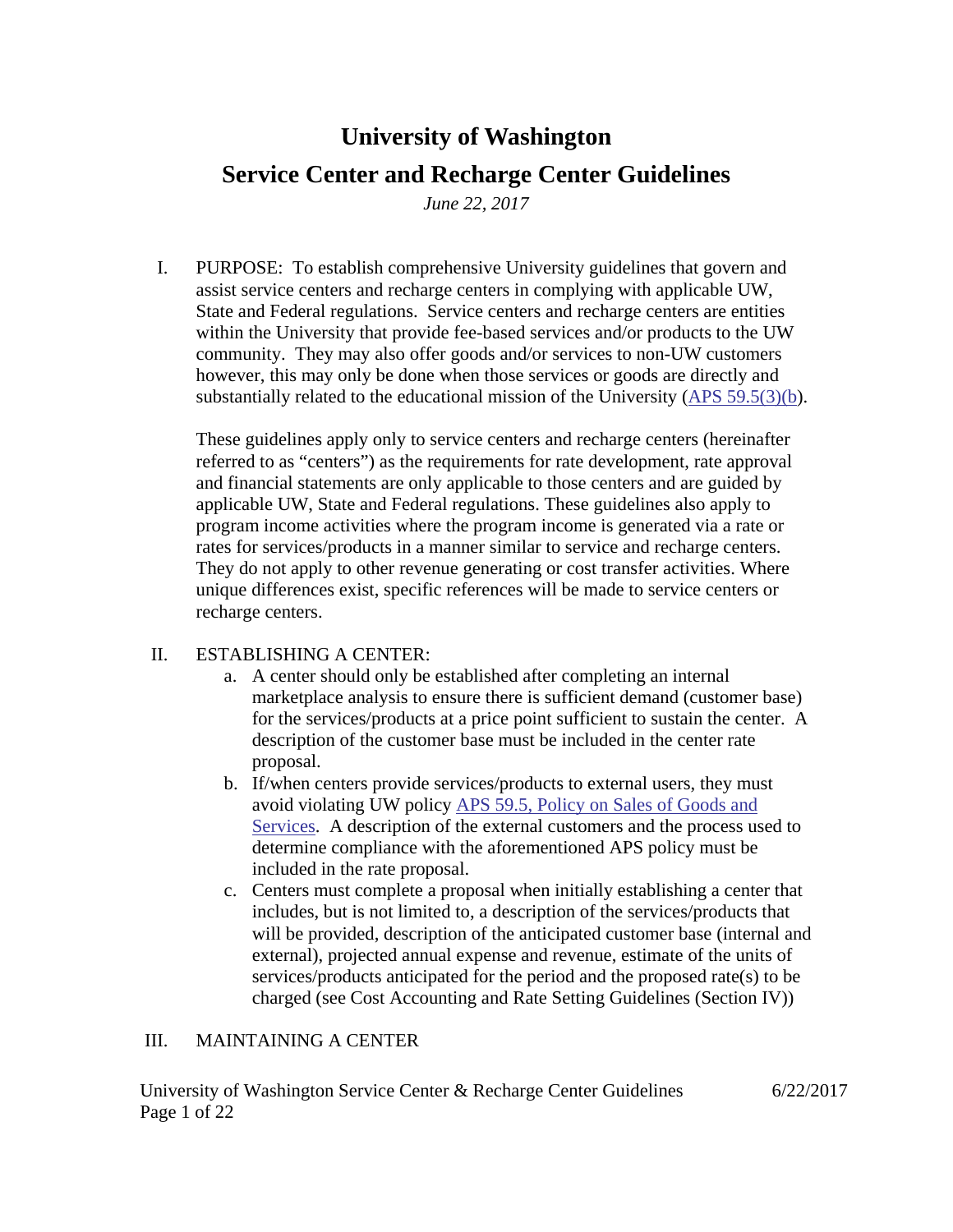# University of Washington

## Service Center and Recharge Center Guidelines

*June 22, 2017*

I. PURPOSE: To establish comprehensive University guidelines that govern and assist service centers and recharge centers in complying with applicable UW, State and Federal regulations. Service centers and recharge centers are entities within the University that provide fee-based services and/or products to the UW community. They may also offer goods and/or services to non-UW customers however, this may only be done when those services or goods are directly and substantially related to the educational mission of the University (APS 59.5(3)(b).

   These guidelines apply only to service centers and recharge centers (hereinafter referred to as "centers") as the requirements for rate development, rate approval and financial statements are only applicable to those centers and are guided by applicable UW, State and Federal regulations. These guidelines also apply to program income activities where the program income is generated via a rate or rates for services/products in a manner similar to service and recharge centers. They do not apply to other revenue generating or cost transfer activities. Where unique differences exist, specific references will be made to service centers or recharge centers.

II. ESTABLISHING A CENTER:
   a. A center should only be established after completing an internal marketplace analysis to ensure there is sufficient demand (customer base) for the services/products at a price point sufficient to sustain the center. A description of the customer base must be included in the center rate proposal.
   b. If/when centers provide services/products to external users, they must avoid violating UW policy APS 59.5, Policy on Sales of Goods and Services. A description of the external customers and the process used to determine compliance with the aforementioned APS policy must be included in the rate proposal.
   c. Centers must complete a proposal when initially establishing a center that includes, but is not limited to, a description of the services/products that will be provided, description of the anticipated customer base (internal and external), projected annual expense and revenue, estimate of the units of services/products anticipated for the period and the proposed rate(s) to be charged (see Cost Accounting and Rate Setting Guidelines (Section IV))

III. MAINTAINING A CENTER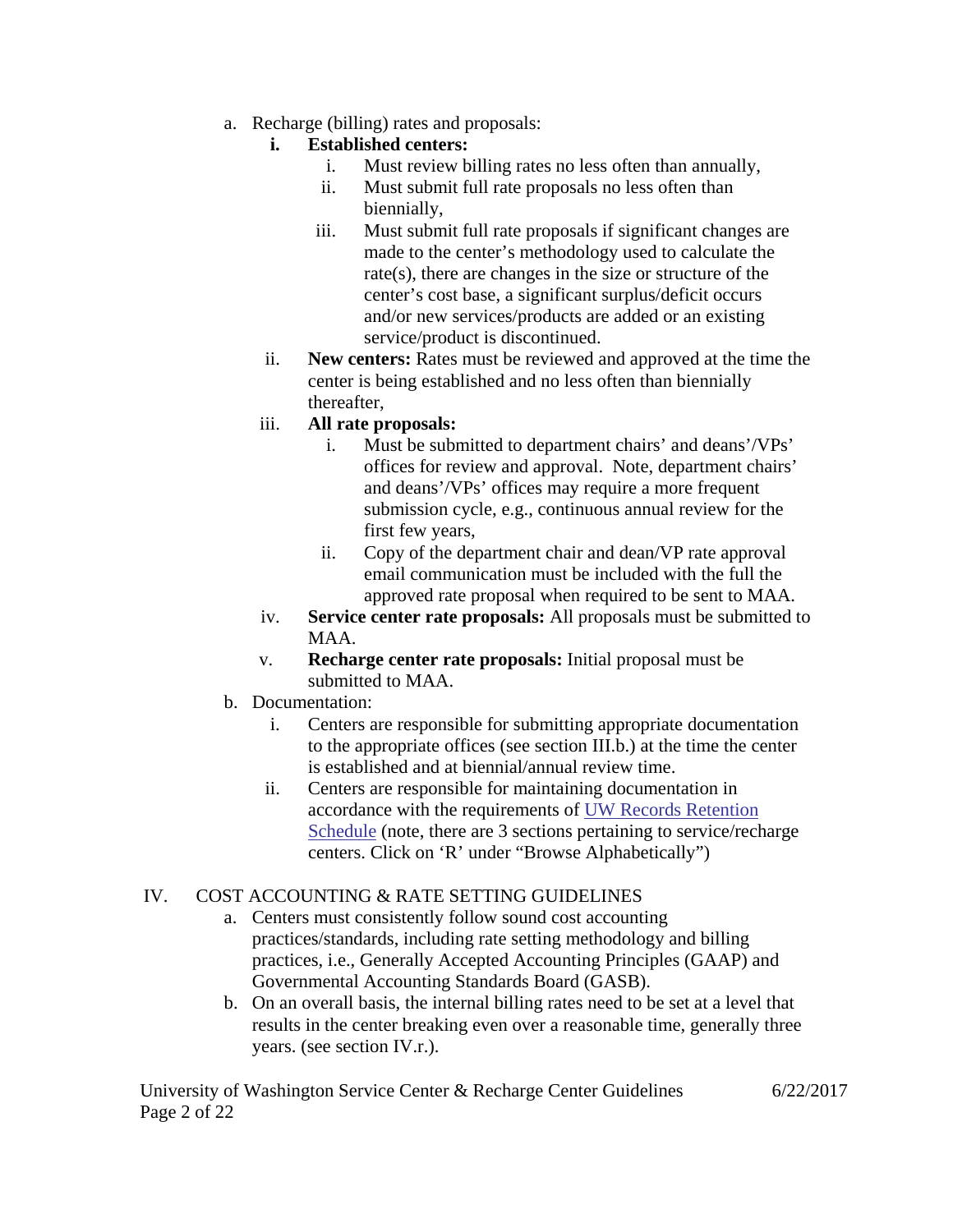a. Recharge (billing) rates and proposals:
   i. **Established centers:**
      i. Must review billing rates no less often than annually,
      ii. Must submit full rate proposals no less often than biennially,
      iii. Must submit full rate proposals if significant changes are made to the center's methodology used to calculate the rate(s), there are changes in the size or structure of the center's cost base, a significant surplus/deficit occurs and/or new services/products are added or an existing service/product is discontinued.
   ii. **New centers:** Rates must be reviewed and approved at the time the center is being established and no less often than biennially thereafter,
   iii. **All rate proposals:**
      i. Must be submitted to department chairs' and deans'/VPs' offices for review and approval. Note, department chairs' and deans'/VPs' offices may require a more frequent submission cycle, e.g., continuous annual review for the first few years,
      ii. Copy of the department chair and dean/VP rate approval email communication must be included with the full the approved rate proposal when required to be sent to MAA.
   iv. **Service center rate proposals:** All proposals must be submitted to MAA.
   v. **Recharge center rate proposals:** Initial proposal must be submitted to MAA.

b. Documentation:
   i. Centers are responsible for submitting appropriate documentation to the appropriate offices (see section III.b.) at the time the center is established and at biennial/annual review time.
   ii. Centers are responsible for maintaining documentation in accordance with the requirements of [UW Records Retention Schedule](UW Records Retention Schedule) (note, there are 3 sections pertaining to service/recharge centers. Click on 'R' under "Browse Alphabetically")

## IV. COST ACCOUNTING & RATE SETTING GUIDELINES

a. Centers must consistently follow sound cost accounting practices/standards, including rate setting methodology and billing practices, i.e., Generally Accepted Accounting Principles (GAAP) and Governmental Accounting Standards Board (GASB).

b. On an overall basis, the internal billing rates need to be set at a level that results in the center breaking even over a reasonable time, generally three years. (see section IV.r.).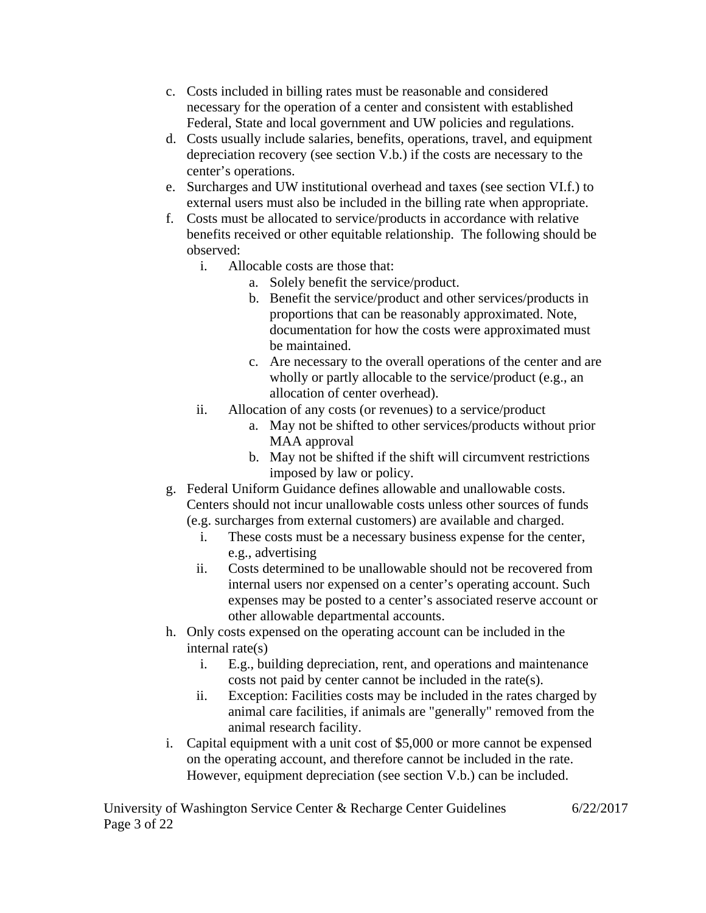c. Costs included in billing rates must be reasonable and considered necessary for the operation of a center and consistent with established Federal, State and local government and UW policies and regulations.
d. Costs usually include salaries, benefits, operations, travel, and equipment depreciation recovery (see section V.b.) if the costs are necessary to the center's operations.
e. Surcharges and UW institutional overhead and taxes (see section VI.f.) to external users must also be included in the billing rate when appropriate.
f. Costs must be allocated to service/products in accordance with relative benefits received or other equitable relationship. The following should be observed:
   i. Allocable costs are those that:
      a. Solely benefit the service/product.
      b. Benefit the service/product and other services/products in proportions that can be reasonably approximated. Note, documentation for how the costs were approximated must be maintained.
      c. Are necessary to the overall operations of the center and are wholly or partly allocable to the service/product (e.g., an allocation of center overhead).
   ii. Allocation of any costs (or revenues) to a service/product
      a. May not be shifted to other services/products without prior MAA approval
      b. May not be shifted if the shift will circumvent restrictions imposed by law or policy.
g. Federal Uniform Guidance defines allowable and unallowable costs. Centers should not incur unallowable costs unless other sources of funds (e.g. surcharges from external customers) are available and charged.
   i. These costs must be a necessary business expense for the center, e.g., advertising
   ii. Costs determined to be unallowable should not be recovered from internal users nor expensed on a center's operating account. Such expenses may be posted to a center's associated reserve account or other allowable departmental accounts.
h. Only costs expensed on the operating account can be included in the internal rate(s)
   i. E.g., building depreciation, rent, and operations and maintenance costs not paid by center cannot be included in the rate(s).
   ii. Exception: Facilities costs may be included in the rates charged by animal care facilities, if animals are "generally" removed from the animal research facility.
i. Capital equipment with a unit cost of $5,000 or more cannot be expensed on the operating account, and therefore cannot be included in the rate. However, equipment depreciation (see section V.b.) can be included.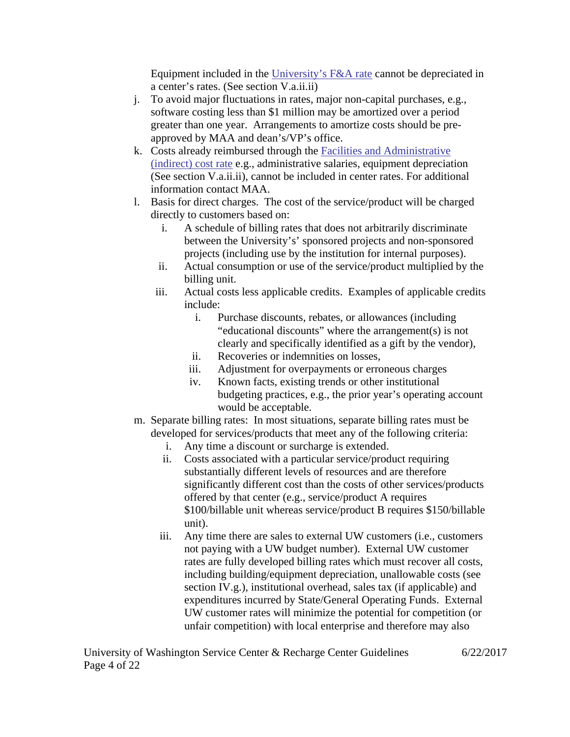Equipment included in the [University's F&A rate] cannot be depreciated in a center's rates. (See section V.a.ii.ii)

j. To avoid major fluctuations in rates, major non-capital purchases, e.g., software costing less than $1 million may be amortized over a period greater than one year. Arrangements to amortize costs should be pre-approved by MAA and dean's/VP's office.
k. Costs already reimbursed through the [Facilities and Administrative (indirect) cost rate] e.g., administrative salaries, equipment depreciation (See section V.a.ii.ii), cannot be included in center rates. For additional information contact MAA.
l. Basis for direct charges. The cost of the service/product will be charged directly to customers based on:
   i. A schedule of billing rates that does not arbitrarily discriminate between the University's' sponsored projects and non-sponsored projects (including use by the institution for internal purposes).
   ii. Actual consumption or use of the service/product multiplied by the billing unit.
   iii. Actual costs less applicable credits. Examples of applicable credits include:
      i. Purchase discounts, rebates, or allowances (including "educational discounts" where the arrangement(s) is not clearly and specifically identified as a gift by the vendor),
      ii. Recoveries or indemnities on losses,
      iii. Adjustment for overpayments or erroneous charges
      iv. Known facts, existing trends or other institutional budgeting practices, e.g., the prior year's operating account would be acceptable.
m. Separate billing rates: In most situations, separate billing rates must be developed for services/products that meet any of the following criteria:
   i. Any time a discount or surcharge is extended.
   ii. Costs associated with a particular service/product requiring substantially different levels of resources and are therefore significantly different cost than the costs of other services/products offered by that center (e.g., service/product A requires $100/billable unit whereas service/product B requires $150/billable unit).
   iii. Any time there are sales to external UW customers (i.e., customers not paying with a UW budget number). External UW customer rates are fully developed billing rates which must recover all costs, including building/equipment depreciation, unallowable costs (see section IV.g.), institutional overhead, sales tax (if applicable) and expenditures incurred by State/General Operating Funds. External UW customer rates will minimize the potential for competition (or unfair competition) with local enterprise and therefore may also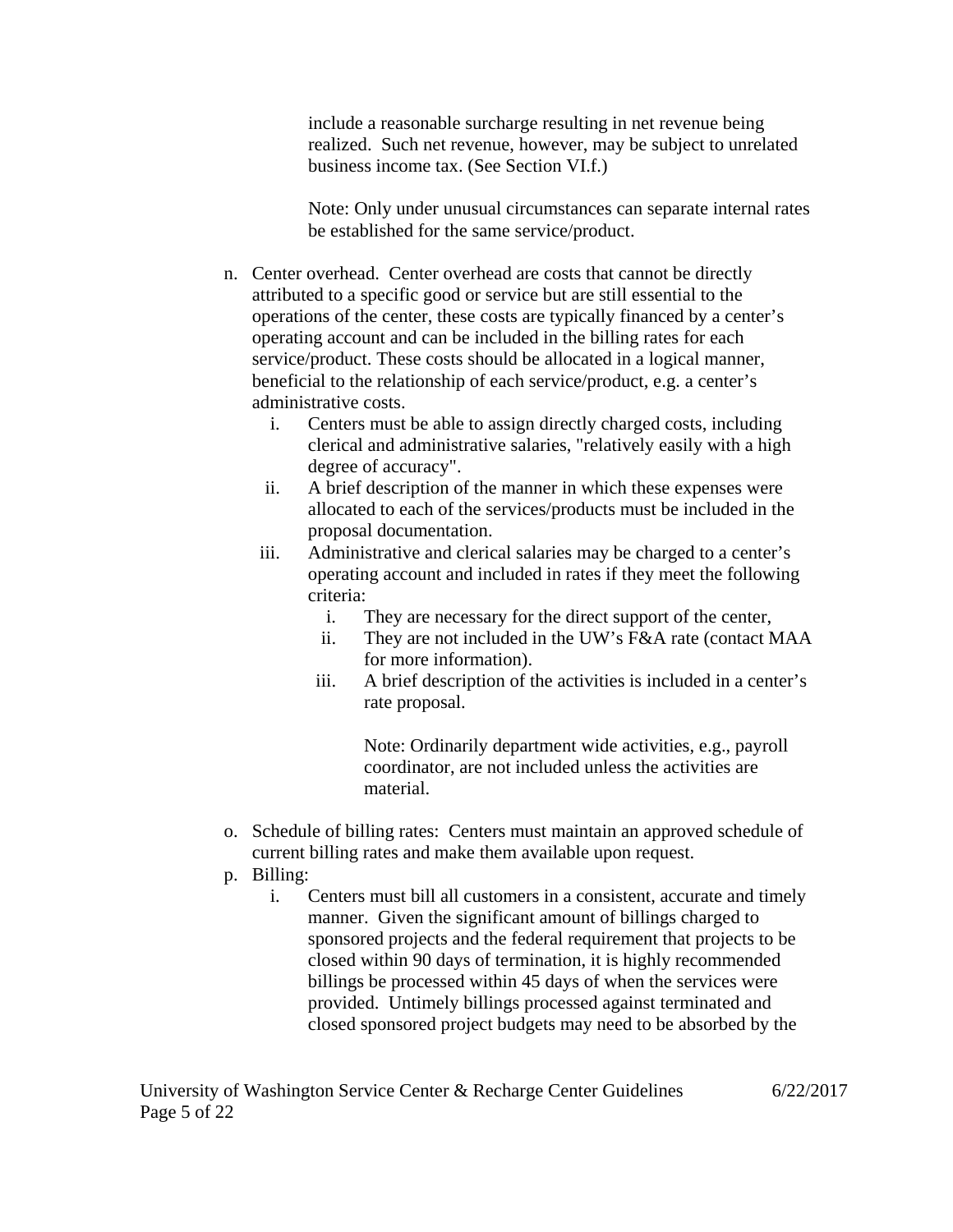include a reasonable surcharge resulting in net revenue being realized. Such net revenue, however, may be subject to unrelated business income tax. (See Section VI.f.)

Note: Only under unusual circumstances can separate internal rates be established for the same service/product.

n. Center overhead. Center overhead are costs that cannot be directly attributed to a specific good or service but are still essential to the operations of the center, these costs are typically financed by a center's operating account and can be included in the billing rates for each service/product. These costs should be allocated in a logical manner, beneficial to the relationship of each service/product, e.g. a center's administrative costs.
   i. Centers must be able to assign directly charged costs, including clerical and administrative salaries, "relatively easily with a high degree of accuracy".
   ii. A brief description of the manner in which these expenses were allocated to each of the services/products must be included in the proposal documentation.
   iii. Administrative and clerical salaries may be charged to a center's operating account and included in rates if they meet the following criteria:
      i. They are necessary for the direct support of the center,
      ii. They are not included in the UW's F&A rate (contact MAA for more information).
      iii. A brief description of the activities is included in a center's rate proposal.

      Note: Ordinarily department wide activities, e.g., payroll coordinator, are not included unless the activities are material.

o. Schedule of billing rates: Centers must maintain an approved schedule of current billing rates and make them available upon request.
p. Billing:
   i. Centers must bill all customers in a consistent, accurate and timely manner. Given the significant amount of billings charged to sponsored projects and the federal requirement that projects to be closed within 90 days of termination, it is highly recommended billings be processed within 45 days of when the services were provided. Untimely billings processed against terminated and closed sponsored project budgets may need to be absorbed by the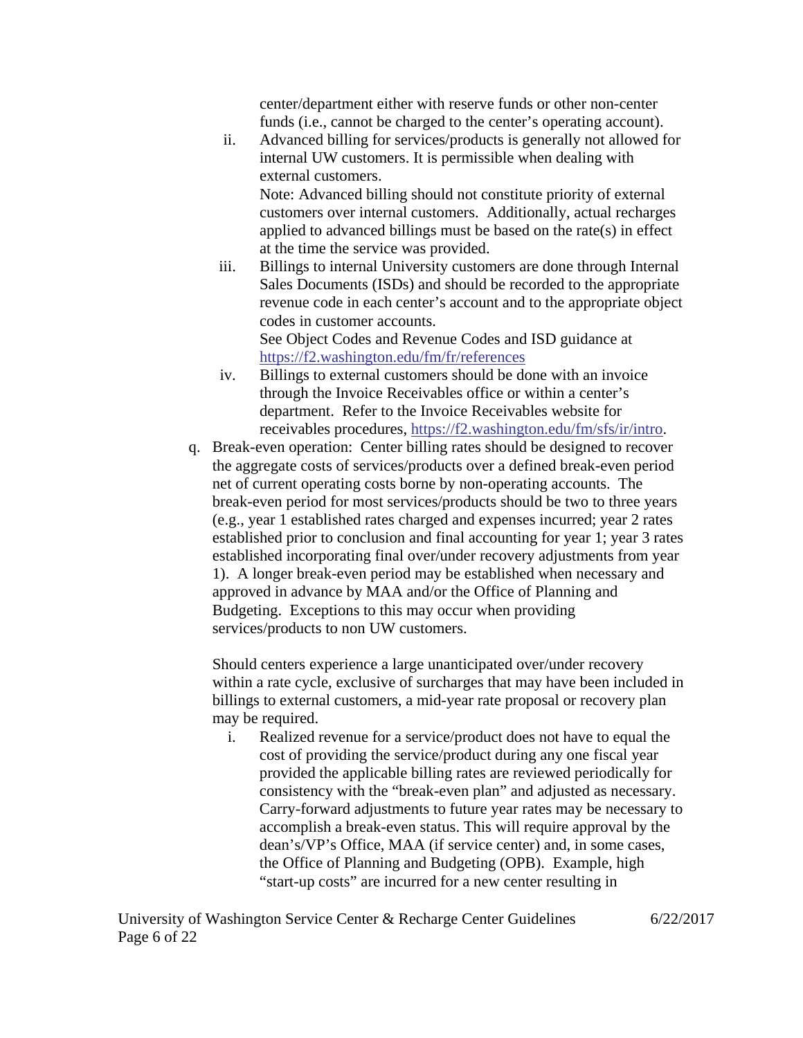center/department either with reserve funds or other non-center funds (i.e., cannot be charged to the center's operating account).

ii. Advanced billing for services/products is generally not allowed for internal UW customers. It is permissible when dealing with external customers.
    Note: Advanced billing should not constitute priority of external customers over internal customers. Additionally, actual recharges applied to advanced billings must be based on the rate(s) in effect at the time the service was provided.

iii. Billings to internal University customers are done through Internal Sales Documents (ISDs) and should be recorded to the appropriate revenue code in each center's account and to the appropriate object codes in customer accounts.
    See Object Codes and Revenue Codes and ISD guidance at [https://f2.washington.edu/fm/fr/references](https://f2.washington.edu/fm/fr/references)

iv. Billings to external customers should be done with an invoice through the Invoice Receivables office or within a center's department. Refer to the Invoice Receivables website for receivables procedures, [https://f2.washington.edu/fm/sfs/ir/intro](https://f2.washington.edu/fm/sfs/ir/intro).

q. Break-even operation: Center billing rates should be designed to recover the aggregate costs of services/products over a defined break-even period net of current operating costs borne by non-operating accounts. The break-even period for most services/products should be two to three years (e.g., year 1 established rates charged and expenses incurred; year 2 rates established prior to conclusion and final accounting for year 1; year 3 rates established incorporating final over/under recovery adjustments from year 1). A longer break-even period may be established when necessary and approved in advance by MAA and/or the Office of Planning and Budgeting. Exceptions to this may occur when providing services/products to non UW customers.

   Should centers experience a large unanticipated over/under recovery within a rate cycle, exclusive of surcharges that may have been included in billings to external customers, a mid-year rate proposal or recovery plan may be required.

   i. Realized revenue for a service/product does not have to equal the cost of providing the service/product during any one fiscal year provided the applicable billing rates are reviewed periodically for consistency with the "break-even plan" and adjusted as necessary. Carry-forward adjustments to future year rates may be necessary to accomplish a break-even status. This will require approval by the dean's/VP's Office, MAA (if service center) and, in some cases, the Office of Planning and Budgeting (OPB). Example, high "start-up costs" are incurred for a new center resulting in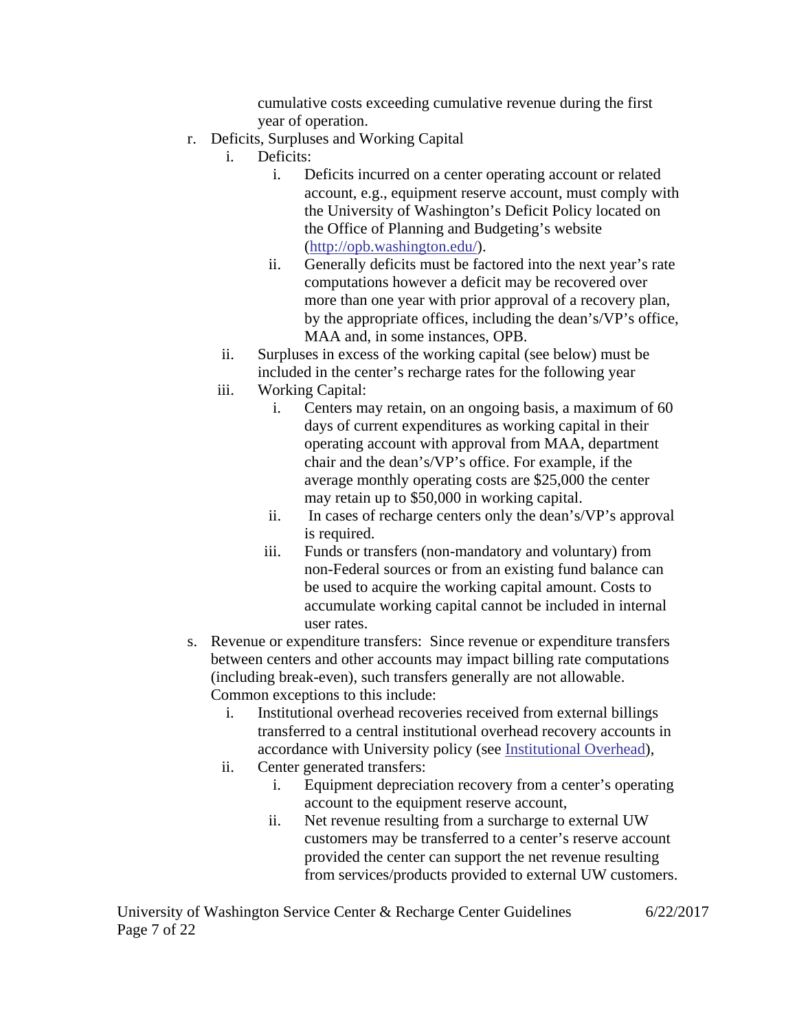cumulative costs exceeding cumulative revenue during the first year of operation.

r. Deficits, Surpluses and Working Capital
    i. Deficits:
        i. Deficits incurred on a center operating account or related account, e.g., equipment reserve account, must comply with the University of Washington's Deficit Policy located on the Office of Planning and Budgeting's website ([http://opb.washington.edu/](http://opb.washington.edu/)).
        ii. Generally deficits must be factored into the next year's rate computations however a deficit may be recovered over more than one year with prior approval of a recovery plan, by the appropriate offices, including the dean's/VP's office, MAA and, in some instances, OPB.
    ii. Surpluses in excess of the working capital (see below) must be included in the center's recharge rates for the following year
    iii. Working Capital:
        i. Centers may retain, on an ongoing basis, a maximum of 60 days of current expenditures as working capital in their operating account with approval from MAA, department chair and the dean's/VP's office. For example, if the average monthly operating costs are $25,000 the center may retain up to $50,000 in working capital.
        ii. In cases of recharge centers only the dean's/VP's approval is required.
        iii. Funds or transfers (non-mandatory and voluntary) from non-Federal sources or from an existing fund balance can be used to acquire the working capital amount. Costs to accumulate working capital cannot be included in internal user rates.

s. Revenue or expenditure transfers: Since revenue or expenditure transfers between centers and other accounts may impact billing rate computations (including break-even), such transfers generally are not allowable. Common exceptions to this include:
    i. Institutional overhead recoveries received from external billings transferred to a central institutional overhead recovery accounts in accordance with University policy (see Institutional Overhead),
    ii. Center generated transfers:
        i. Equipment depreciation recovery from a center's operating account to the equipment reserve account,
        ii. Net revenue resulting from a surcharge to external UW customers may be transferred to a center's reserve account provided the center can support the net revenue resulting from services/products provided to external UW customers.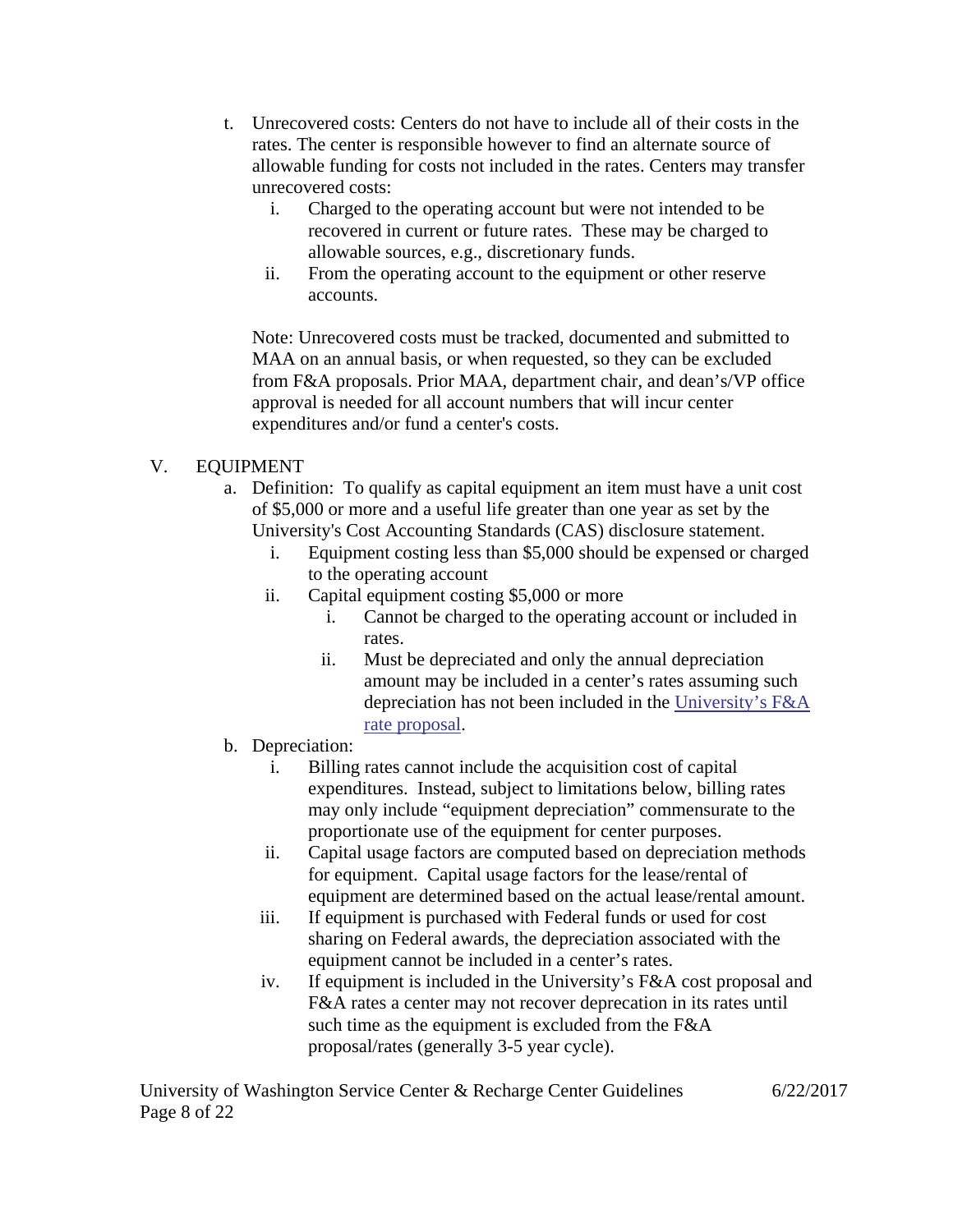t. Unrecovered costs: Centers do not have to include all of their costs in the rates. The center is responsible however to find an alternate source of allowable funding for costs not included in the rates. Centers may transfer unrecovered costs:
   i. Charged to the operating account but were not intended to be recovered in current or future rates. These may be charged to allowable sources, e.g., discretionary funds.
   ii. From the operating account to the equipment or other reserve accounts.

   Note: Unrecovered costs must be tracked, documented and submitted to MAA on an annual basis, or when requested, so they can be excluded from F&A proposals. Prior MAA, department chair, and dean's/VP office approval is needed for all account numbers that will incur center expenditures and/or fund a center's costs.

## V. EQUIPMENT

a. Definition: To qualify as capital equipment an item must have a unit cost of $5,000 or more and a useful life greater than one year as set by the University's Cost Accounting Standards (CAS) disclosure statement.
   i. Equipment costing less than $5,000 should be expensed or charged to the operating account
   ii. Capital equipment costing $5,000 or more
      i. Cannot be charged to the operating account or included in rates.
      ii. Must be depreciated and only the annual depreciation amount may be included in a center's rates assuming such depreciation has not been included in the University's F&A rate proposal.

b. Depreciation:
   i. Billing rates cannot include the acquisition cost of capital expenditures. Instead, subject to limitations below, billing rates may only include "equipment depreciation" commensurate to the proportionate use of the equipment for center purposes.
   ii. Capital usage factors are computed based on depreciation methods for equipment. Capital usage factors for the lease/rental of equipment are determined based on the actual lease/rental amount.
   iii. If equipment is purchased with Federal funds or used for cost sharing on Federal awards, the depreciation associated with the equipment cannot be included in a center's rates.
   iv. If equipment is included in the University's F&A cost proposal and F&A rates a center may not recover deprecation in its rates until such time as the equipment is excluded from the F&A proposal/rates (generally 3-5 year cycle).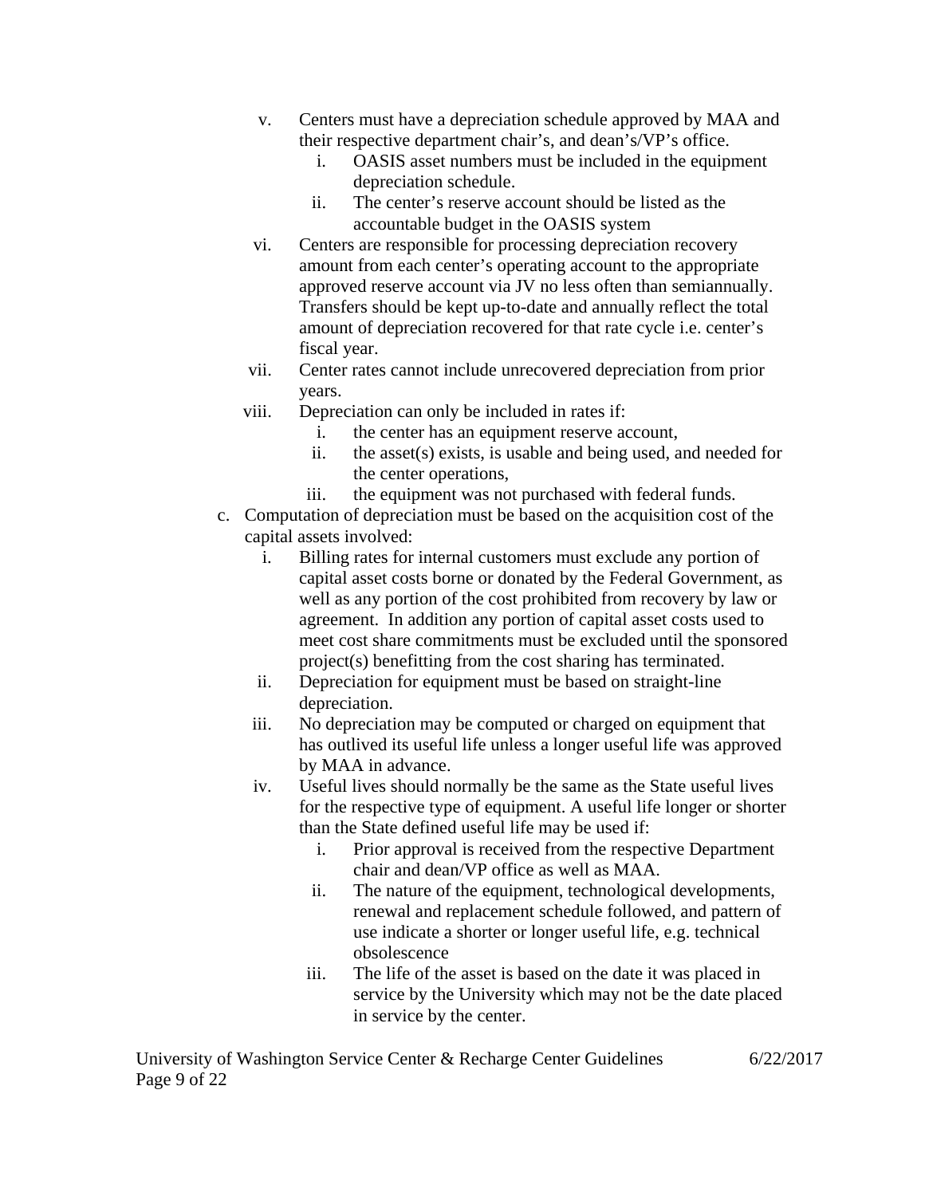v. Centers must have a depreciation schedule approved by MAA and their respective department chair's, and dean's/VP's office.
   i. OASIS asset numbers must be included in the equipment depreciation schedule.
   ii. The center's reserve account should be listed as the accountable budget in the OASIS system

vi. Centers are responsible for processing depreciation recovery amount from each center's operating account to the appropriate approved reserve account via JV no less often than semiannually. Transfers should be kept up-to-date and annually reflect the total amount of depreciation recovered for that rate cycle i.e. center's fiscal year.

vii. Center rates cannot include unrecovered depreciation from prior years.

viii. Depreciation can only be included in rates if:
   i. the center has an equipment reserve account,
   ii. the asset(s) exists, is usable and being used, and needed for the center operations,
   iii. the equipment was not purchased with federal funds.

c. Computation of depreciation must be based on the acquisition cost of the capital assets involved:
   i. Billing rates for internal customers must exclude any portion of capital asset costs borne or donated by the Federal Government, as well as any portion of the cost prohibited from recovery by law or agreement. In addition any portion of capital asset costs used to meet cost share commitments must be excluded until the sponsored project(s) benefitting from the cost sharing has terminated.
   ii. Depreciation for equipment must be based on straight-line depreciation.
   iii. No depreciation may be computed or charged on equipment that has outlived its useful life unless a longer useful life was approved by MAA in advance.
   iv. Useful lives should normally be the same as the State useful lives for the respective type of equipment. A useful life longer or shorter than the State defined useful life may be used if:
      i. Prior approval is received from the respective Department chair and dean/VP office as well as MAA.
      ii. The nature of the equipment, technological developments, renewal and replacement schedule followed, and pattern of use indicate a shorter or longer useful life, e.g. technical obsolescence
      iii. The life of the asset is based on the date it was placed in service by the University which may not be the date placed in service by the center.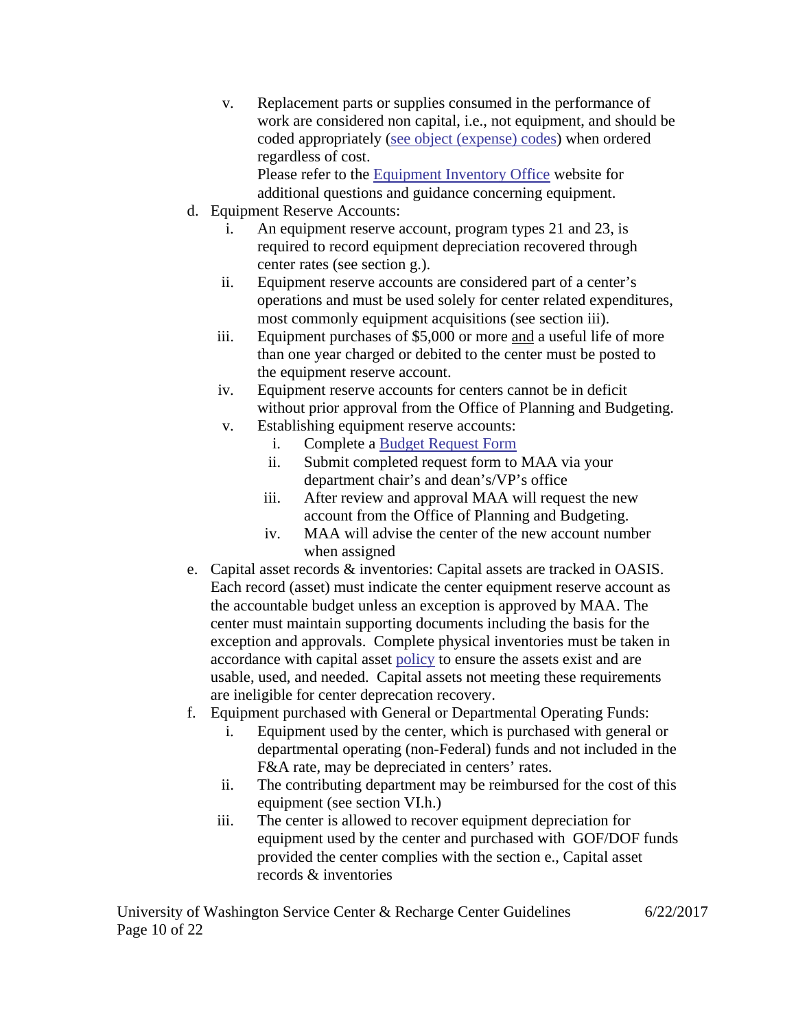v. Replacement parts or supplies consumed in the performance of work are considered non capital, i.e., not equipment, and should be coded appropriately (see object (expense) codes) when ordered regardless of cost.
   Please refer to the Equipment Inventory Office website for additional questions and guidance concerning equipment.

d. Equipment Reserve Accounts:
   i. An equipment reserve account, program types 21 and 23, is required to record equipment depreciation recovered through center rates (see section g.).
   ii. Equipment reserve accounts are considered part of a center's operations and must be used solely for center related expenditures, most commonly equipment acquisitions (see section iii).
   iii. Equipment purchases of $5,000 or more <u>and</u> a useful life of more than one year charged or debited to the center must be posted to the equipment reserve account.
   iv. Equipment reserve accounts for centers cannot be in deficit without prior approval from the Office of Planning and Budgeting.
   v. Establishing equipment reserve accounts:
      i. Complete a Budget Request Form
      ii. Submit completed request form to MAA via your department chair's and dean's/VP's office
      iii. After review and approval MAA will request the new account from the Office of Planning and Budgeting.
      iv. MAA will advise the center of the new account number when assigned

e. Capital asset records & inventories: Capital assets are tracked in OASIS. Each record (asset) must indicate the center equipment reserve account as the accountable budget unless an exception is approved by MAA. The center must maintain supporting documents including the basis for the exception and approvals. Complete physical inventories must be taken in accordance with capital asset policy to ensure the assets exist and are usable, used, and needed. Capital assets not meeting these requirements are ineligible for center deprecation recovery.

f. Equipment purchased with General or Departmental Operating Funds:
   i. Equipment used by the center, which is purchased with general or departmental operating (non-Federal) funds and not included in the F&A rate, may be depreciated in centers' rates.
   ii. The contributing department may be reimbursed for the cost of this equipment (see section VI.h.)
   iii. The center is allowed to recover equipment depreciation for equipment used by the center and purchased with GOF/DOF funds provided the center complies with the section e., Capital asset records & inventories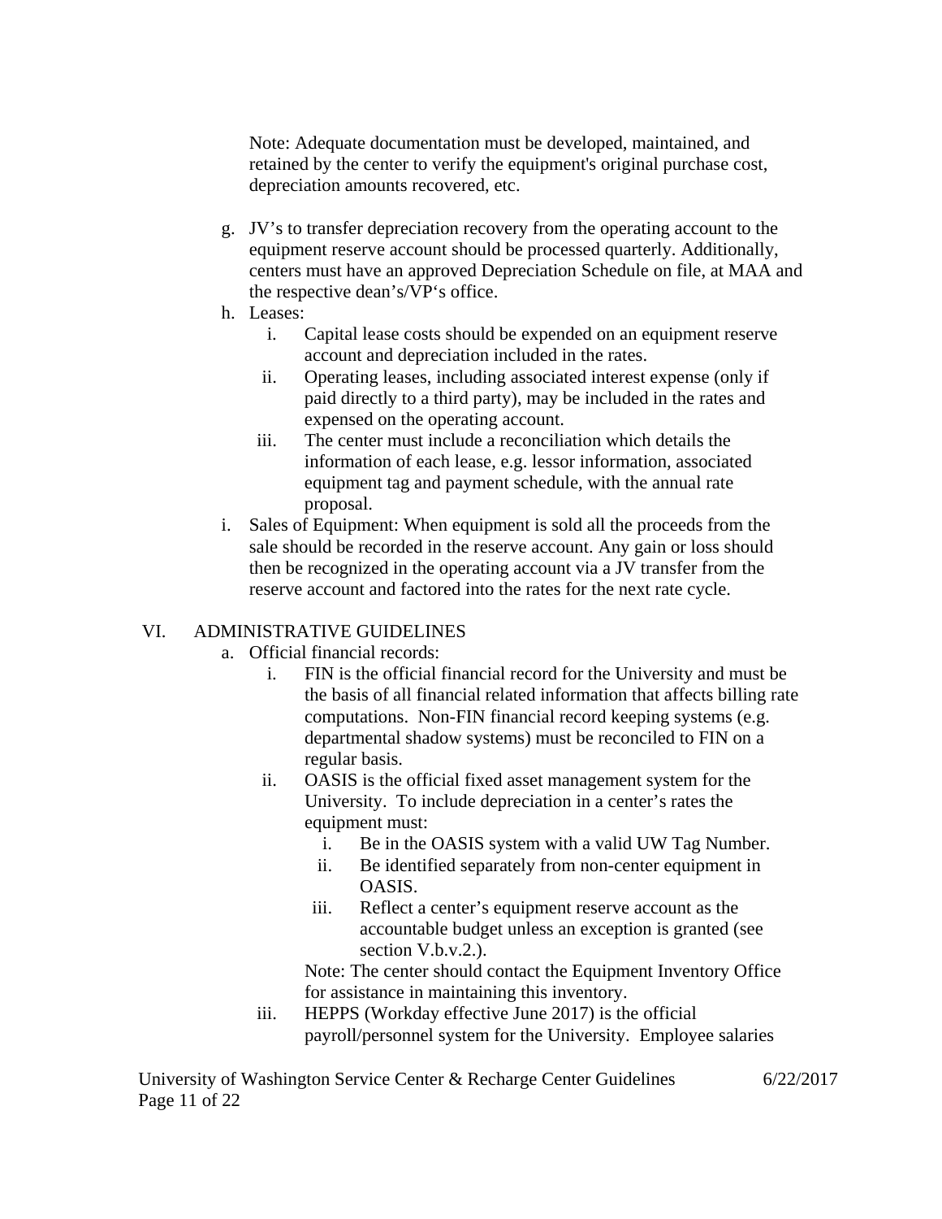Note: Adequate documentation must be developed, maintained, and retained by the center to verify the equipment's original purchase cost, depreciation amounts recovered, etc.

g. JV's to transfer depreciation recovery from the operating account to the equipment reserve account should be processed quarterly. Additionally, centers must have an approved Depreciation Schedule on file, at MAA and the respective dean's/VP's office.

h. Leases:
    i. Capital lease costs should be expended on an equipment reserve account and depreciation included in the rates.
    ii. Operating leases, including associated interest expense (only if paid directly to a third party), may be included in the rates and expensed on the operating account.
    iii. The center must include a reconciliation which details the information of each lease, e.g. lessor information, associated equipment tag and payment schedule, with the annual rate proposal.

i. Sales of Equipment: When equipment is sold all the proceeds from the sale should be recorded in the reserve account. Any gain or loss should then be recognized in the operating account via a JV transfer from the reserve account and factored into the rates for the next rate cycle.

## VI. ADMINISTRATIVE GUIDELINES

a. Official financial records:
    i. FIN is the official financial record for the University and must be the basis of all financial related information that affects billing rate computations. Non-FIN financial record keeping systems (e.g. departmental shadow systems) must be reconciled to FIN on a regular basis.
    ii. OASIS is the official fixed asset management system for the University. To include depreciation in a center's rates the equipment must:
        i. Be in the OASIS system with a valid UW Tag Number.
        ii. Be identified separately from non-center equipment in OASIS.
        iii. Reflect a center's equipment reserve account as the accountable budget unless an exception is granted (see section V.b.v.2.).

        Note: The center should contact the Equipment Inventory Office for assistance in maintaining this inventory.
    iii. HEPPS (Workday effective June 2017) is the official payroll/personnel system for the University. Employee salaries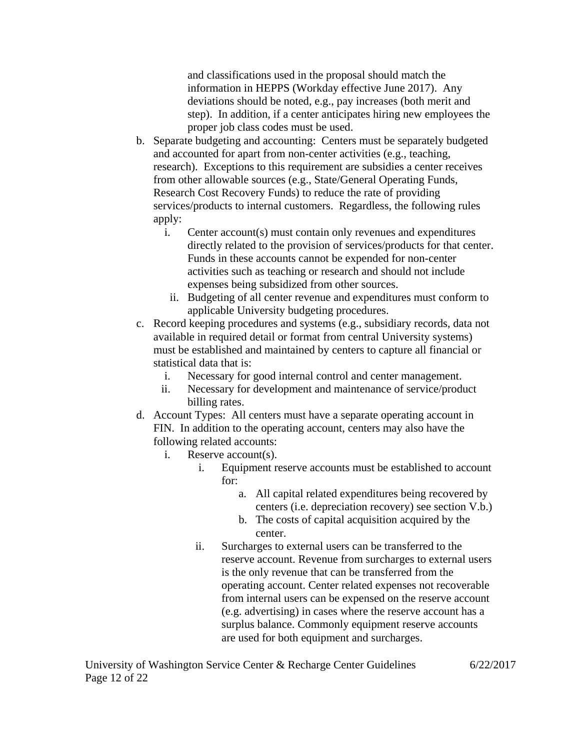and classifications used in the proposal should match the information in HEPPS (Workday effective June 2017). Any deviations should be noted, e.g., pay increases (both merit and step). In addition, if a center anticipates hiring new employees the proper job class codes must be used.

b. Separate budgeting and accounting: Centers must be separately budgeted and accounted for apart from non-center activities (e.g., teaching, research). Exceptions to this requirement are subsidies a center receives from other allowable sources (e.g., State/General Operating Funds, Research Cost Recovery Funds) to reduce the rate of providing services/products to internal customers. Regardless, the following rules apply:
    i. Center account(s) must contain only revenues and expenditures directly related to the provision of services/products for that center. Funds in these accounts cannot be expended for non-center activities such as teaching or research and should not include expenses being subsidized from other sources.
    ii. Budgeting of all center revenue and expenditures must conform to applicable University budgeting procedures.
c. Record keeping procedures and systems (e.g., subsidiary records, data not available in required detail or format from central University systems) must be established and maintained by centers to capture all financial or statistical data that is:
    i. Necessary for good internal control and center management.
    ii. Necessary for development and maintenance of service/product billing rates.
d. Account Types: All centers must have a separate operating account in FIN. In addition to the operating account, centers may also have the following related accounts:
    i. Reserve account(s).
        i. Equipment reserve accounts must be established to account for:
            a. All capital related expenditures being recovered by centers (i.e. depreciation recovery) see section V.b.)
            b. The costs of capital acquisition acquired by the center.
        ii. Surcharges to external users can be transferred to the reserve account. Revenue from surcharges to external users is the only revenue that can be transferred from the operating account. Center related expenses not recoverable from internal users can be expensed on the reserve account (e.g. advertising) in cases where the reserve account has a surplus balance. Commonly equipment reserve accounts are used for both equipment and surcharges.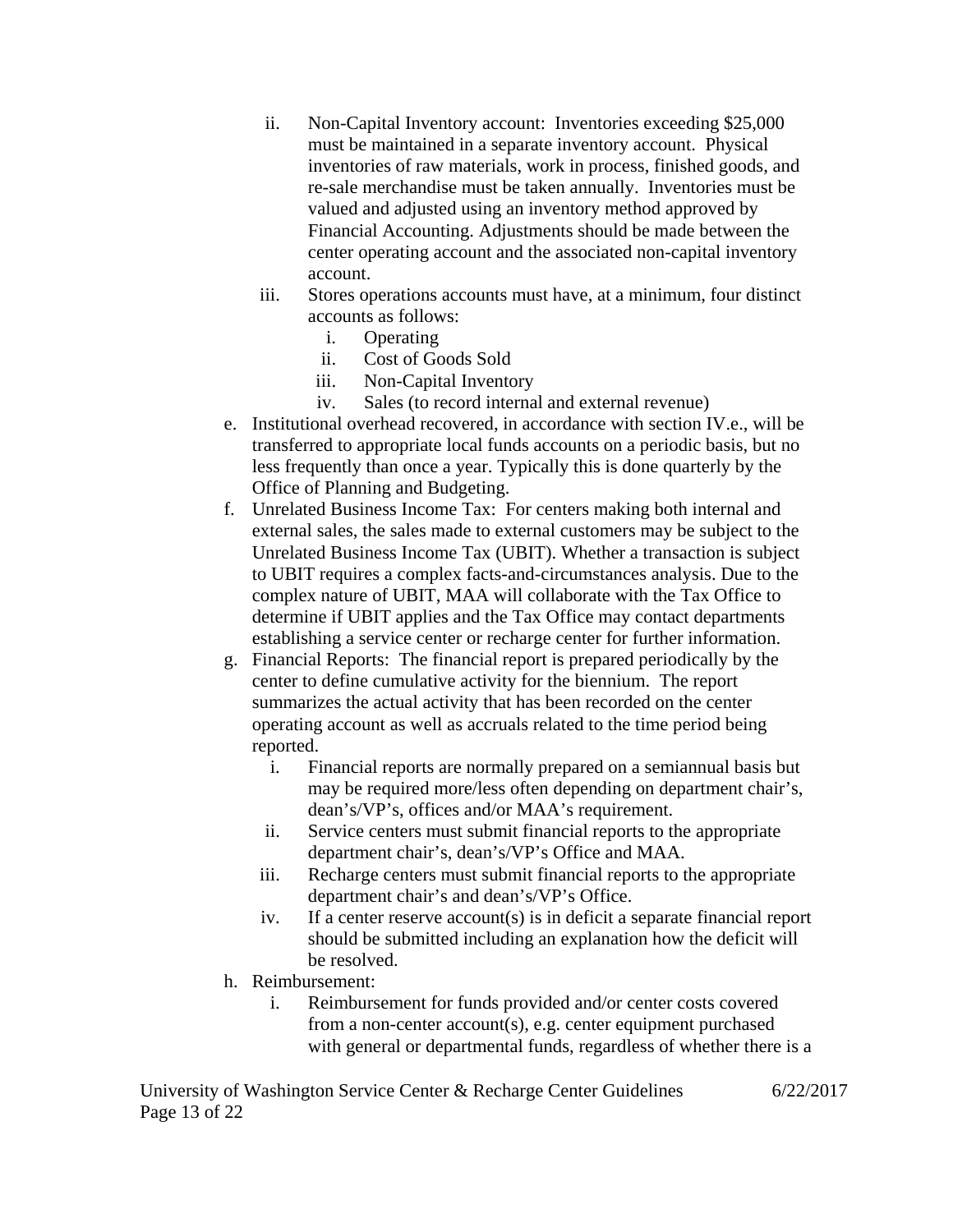ii. Non-Capital Inventory account: Inventories exceeding $25,000 must be maintained in a separate inventory account. Physical inventories of raw materials, work in process, finished goods, and re-sale merchandise must be taken annually. Inventories must be valued and adjusted using an inventory method approved by Financial Accounting. Adjustments should be made between the center operating account and the associated non-capital inventory account.

iii. Stores operations accounts must have, at a minimum, four distinct accounts as follows:
   i. Operating
   ii. Cost of Goods Sold
   iii. Non-Capital Inventory
   iv. Sales (to record internal and external revenue)

e. Institutional overhead recovered, in accordance with section IV.e., will be transferred to appropriate local funds accounts on a periodic basis, but no less frequently than once a year. Typically this is done quarterly by the Office of Planning and Budgeting.

f. Unrelated Business Income Tax: For centers making both internal and external sales, the sales made to external customers may be subject to the Unrelated Business Income Tax (UBIT). Whether a transaction is subject to UBIT requires a complex facts-and-circumstances analysis. Due to the complex nature of UBIT, MAA will collaborate with the Tax Office to determine if UBIT applies and the Tax Office may contact departments establishing a service center or recharge center for further information.

g. Financial Reports: The financial report is prepared periodically by the center to define cumulative activity for the biennium. The report summarizes the actual activity that has been recorded on the center operating account as well as accruals related to the time period being reported.
   i. Financial reports are normally prepared on a semiannual basis but may be required more/less often depending on department chair's, dean's/VP's, offices and/or MAA's requirement.
   ii. Service centers must submit financial reports to the appropriate department chair's, dean's/VP's Office and MAA.
   iii. Recharge centers must submit financial reports to the appropriate department chair's and dean's/VP's Office.
   iv. If a center reserve account(s) is in deficit a separate financial report should be submitted including an explanation how the deficit will be resolved.

h. Reimbursement:
   i. Reimbursement for funds provided and/or center costs covered from a non-center account(s), e.g. center equipment purchased with general or departmental funds, regardless of whether there is a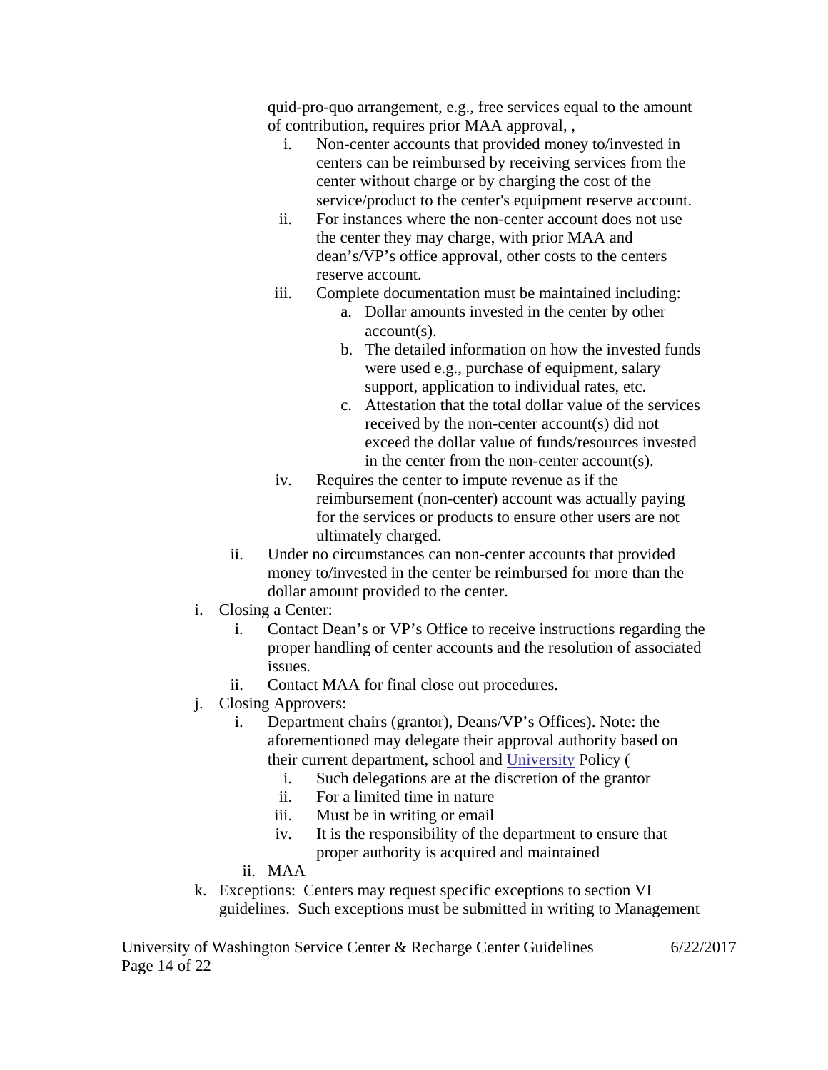quid-pro-quo arrangement, e.g., free services equal to the amount of contribution, requires prior MAA approval, ,

   i. Non-center accounts that provided money to/invested in centers can be reimbursed by receiving services from the center without charge or by charging the cost of the service/product to the center's equipment reserve account.
   ii. For instances where the non-center account does not use the center they may charge, with prior MAA and dean's/VP's office approval, other costs to the centers reserve account.
   iii. Complete documentation must be maintained including:
      a. Dollar amounts invested in the center by other account(s).
      b. The detailed information on how the invested funds were used e.g., purchase of equipment, salary support, application to individual rates, etc.
      c. Attestation that the total dollar value of the services received by the non-center account(s) did not exceed the dollar value of funds/resources invested in the center from the non-center account(s).
   iv. Requires the center to impute revenue as if the reimbursement (non-center) account was actually paying for the services or products to ensure other users are not ultimately charged.

ii. Under no circumstances can non-center accounts that provided money to/invested in the center be reimbursed for more than the dollar amount provided to the center.

i. Closing a Center:
   i. Contact Dean's or VP's Office to receive instructions regarding the proper handling of center accounts and the resolution of associated issues.
   ii. Contact MAA for final close out procedures.

j. Closing Approvers:
   i. Department chairs (grantor), Deans/VP's Offices). Note: the aforementioned may delegate their approval authority based on their current department, school and University Policy (
      i. Such delegations are at the discretion of the grantor
      ii. For a limited time in nature
      iii. Must be in writing or email
      iv. It is the responsibility of the department to ensure that proper authority is acquired and maintained
   ii. MAA

k. Exceptions: Centers may request specific exceptions to section VI guidelines. Such exceptions must be submitted in writing to Management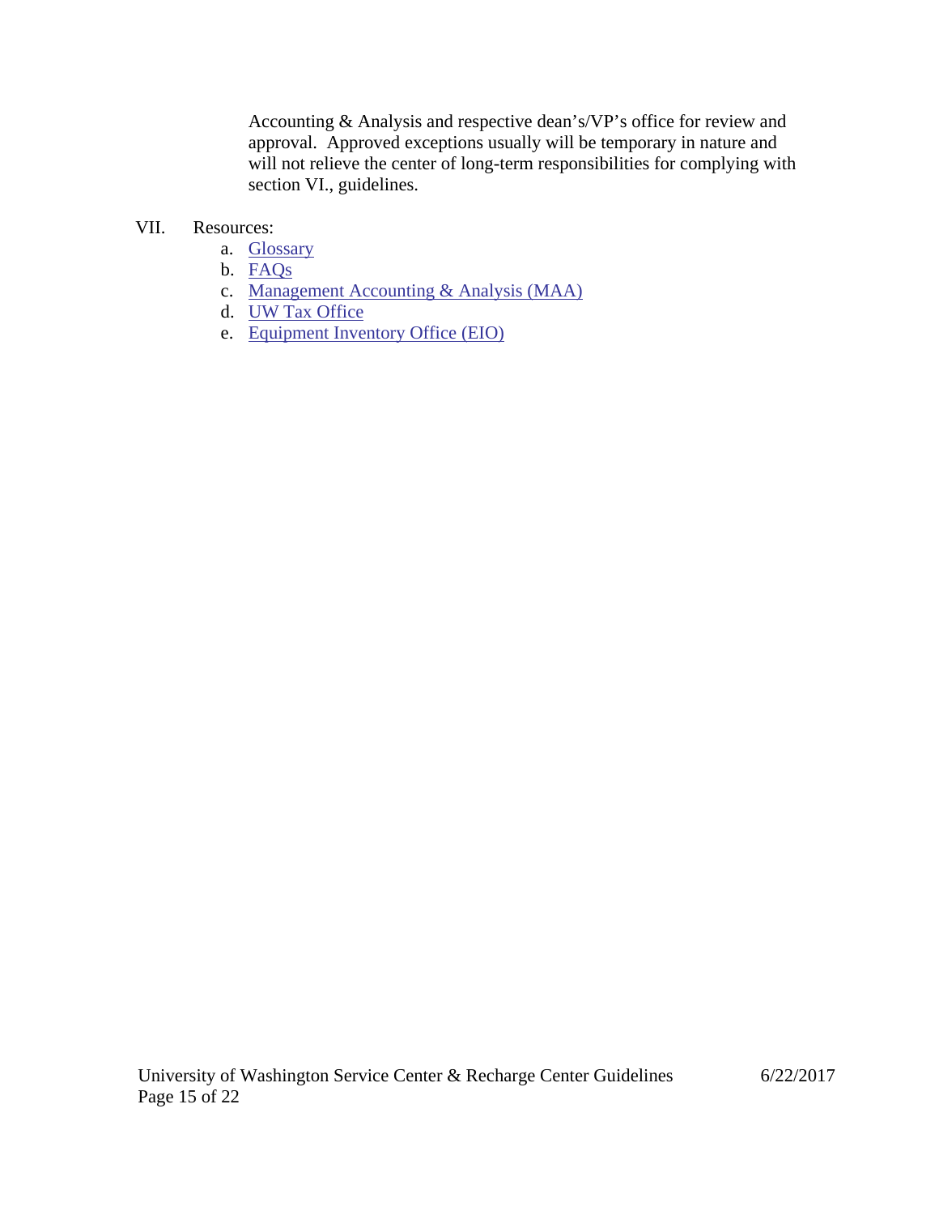Accounting & Analysis and respective dean's/VP's office for review and approval. Approved exceptions usually will be temporary in nature and will not relieve the center of long-term responsibilities for complying with section VI., guidelines.

VII. Resources:

a. Glossary
b. FAQs
c. Management Accounting & Analysis (MAA)
d. UW Tax Office
e. Equipment Inventory Office (EIO)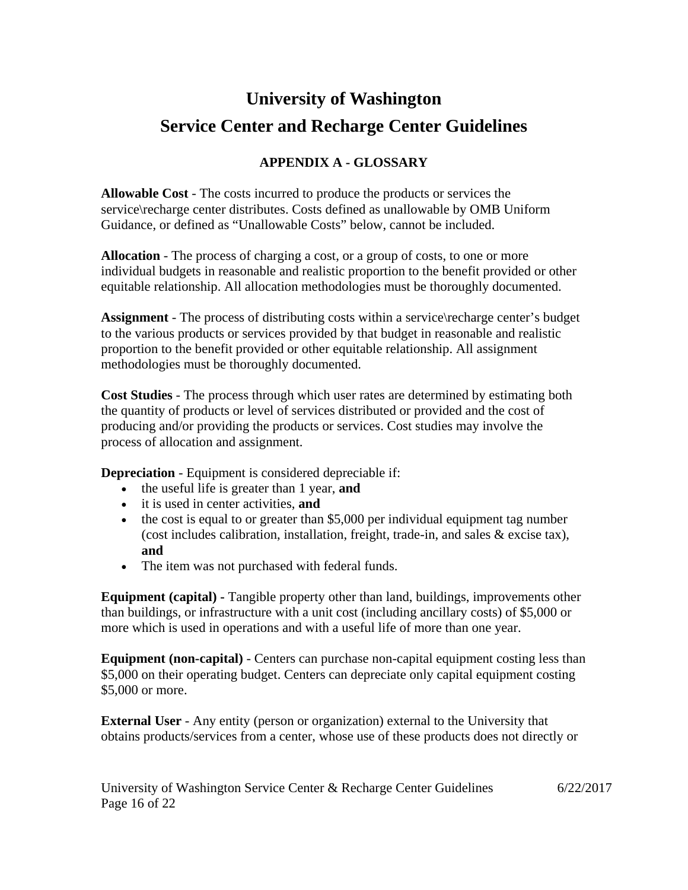# University of Washington

# Service Center and Recharge Center Guidelines

## APPENDIX A - GLOSSARY

**Allowable Cost** - The costs incurred to produce the products or services the service\recharge center distributes. Costs defined as unallowable by OMB Uniform Guidance, or defined as "Unallowable Costs" below, cannot be included.

**Allocation** - The process of charging a cost, or a group of costs, to one or more individual budgets in reasonable and realistic proportion to the benefit provided or other equitable relationship. All allocation methodologies must be thoroughly documented.

**Assignment** - The process of distributing costs within a service\recharge center's budget to the various products or services provided by that budget in reasonable and realistic proportion to the benefit provided or other equitable relationship. All assignment methodologies must be thoroughly documented.

**Cost Studies** - The process through which user rates are determined by estimating both the quantity of products or level of services distributed or provided and the cost of producing and/or providing the products or services. Cost studies may involve the process of allocation and assignment.

**Depreciation** - Equipment is considered depreciable if:

- the useful life is greater than 1 year, **and**
- it is used in center activities, **and**
- the cost is equal to or greater than $5,000 per individual equipment tag number (cost includes calibration, installation, freight, trade-in, and sales & excise tax), **and**
- The item was not purchased with federal funds.

**Equipment (capital)** - Tangible property other than land, buildings, improvements other than buildings, or infrastructure with a unit cost (including ancillary costs) of $5,000 or more which is used in operations and with a useful life of more than one year.

**Equipment (non-capital)** - Centers can purchase non-capital equipment costing less than $5,000 on their operating budget. Centers can depreciate only capital equipment costing $5,000 or more.

**External User** - Any entity (person or organization) external to the University that obtains products/services from a center, whose use of these products does not directly or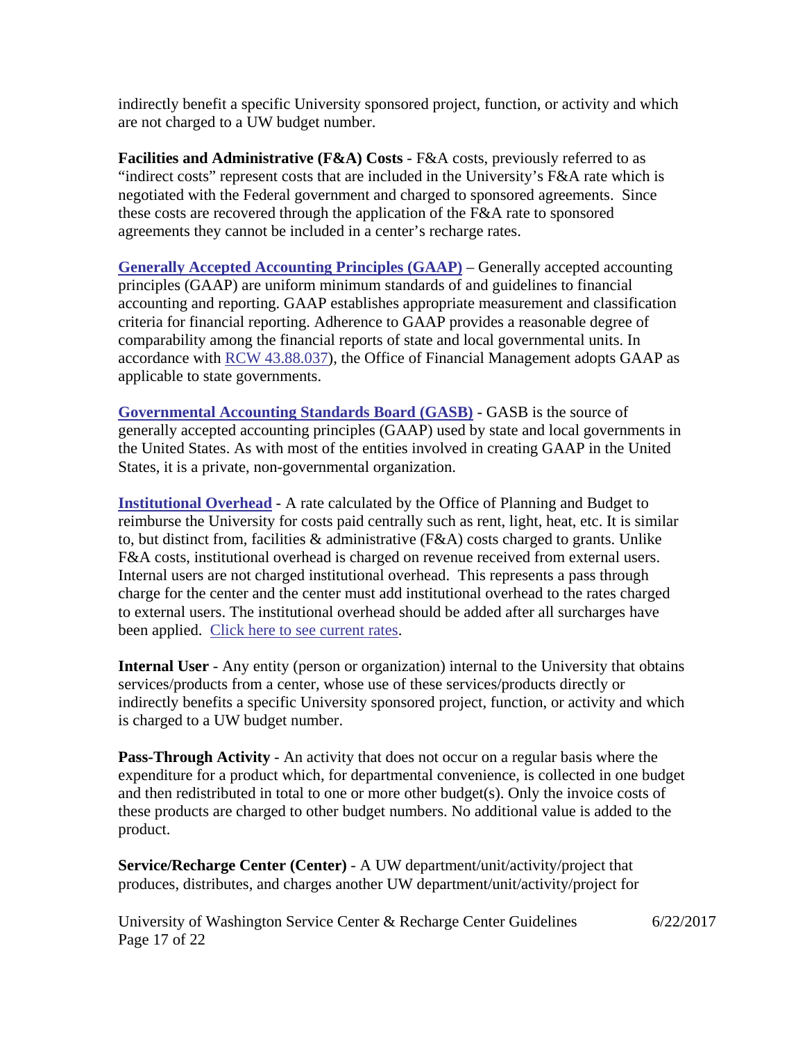indirectly benefit a specific University sponsored project, function, or activity and which are not charged to a UW budget number.

**Facilities and Administrative (F&A) Costs** - F&A costs, previously referred to as "indirect costs" represent costs that are included in the University's F&A rate which is negotiated with the Federal government and charged to sponsored agreements. Since these costs are recovered through the application of the F&A rate to sponsored agreements they cannot be included in a center's recharge rates.

**Generally Accepted Accounting Principles (GAAP)** – Generally accepted accounting principles (GAAP) are uniform minimum standards of and guidelines to financial accounting and reporting. GAAP establishes appropriate measurement and classification criteria for financial reporting. Adherence to GAAP provides a reasonable degree of comparability among the financial reports of state and local governmental units. In accordance with RCW 43.88.037), the Office of Financial Management adopts GAAP as applicable to state governments.

**Governmental Accounting Standards Board (GASB)** - GASB is the source of generally accepted accounting principles (GAAP) used by state and local governments in the United States. As with most of the entities involved in creating GAAP in the United States, it is a private, non-governmental organization.

**Institutional Overhead** - A rate calculated by the Office of Planning and Budget to reimburse the University for costs paid centrally such as rent, light, heat, etc. It is similar to, but distinct from, facilities & administrative (F&A) costs charged to grants. Unlike F&A costs, institutional overhead is charged on revenue received from external users. Internal users are not charged institutional overhead. This represents a pass through charge for the center and the center must add institutional overhead to the rates charged to external users. The institutional overhead should be added after all surcharges have been applied. Click here to see current rates.

**Internal User** - Any entity (person or organization) internal to the University that obtains services/products from a center, whose use of these services/products directly or indirectly benefits a specific University sponsored project, function, or activity and which is charged to a UW budget number.

**Pass-Through Activity** - An activity that does not occur on a regular basis where the expenditure for a product which, for departmental convenience, is collected in one budget and then redistributed in total to one or more other budget(s). Only the invoice costs of these products are charged to other budget numbers. No additional value is added to the product.

**Service/Recharge Center (Center)** - A UW department/unit/activity/project that produces, distributes, and charges another UW department/unit/activity/project for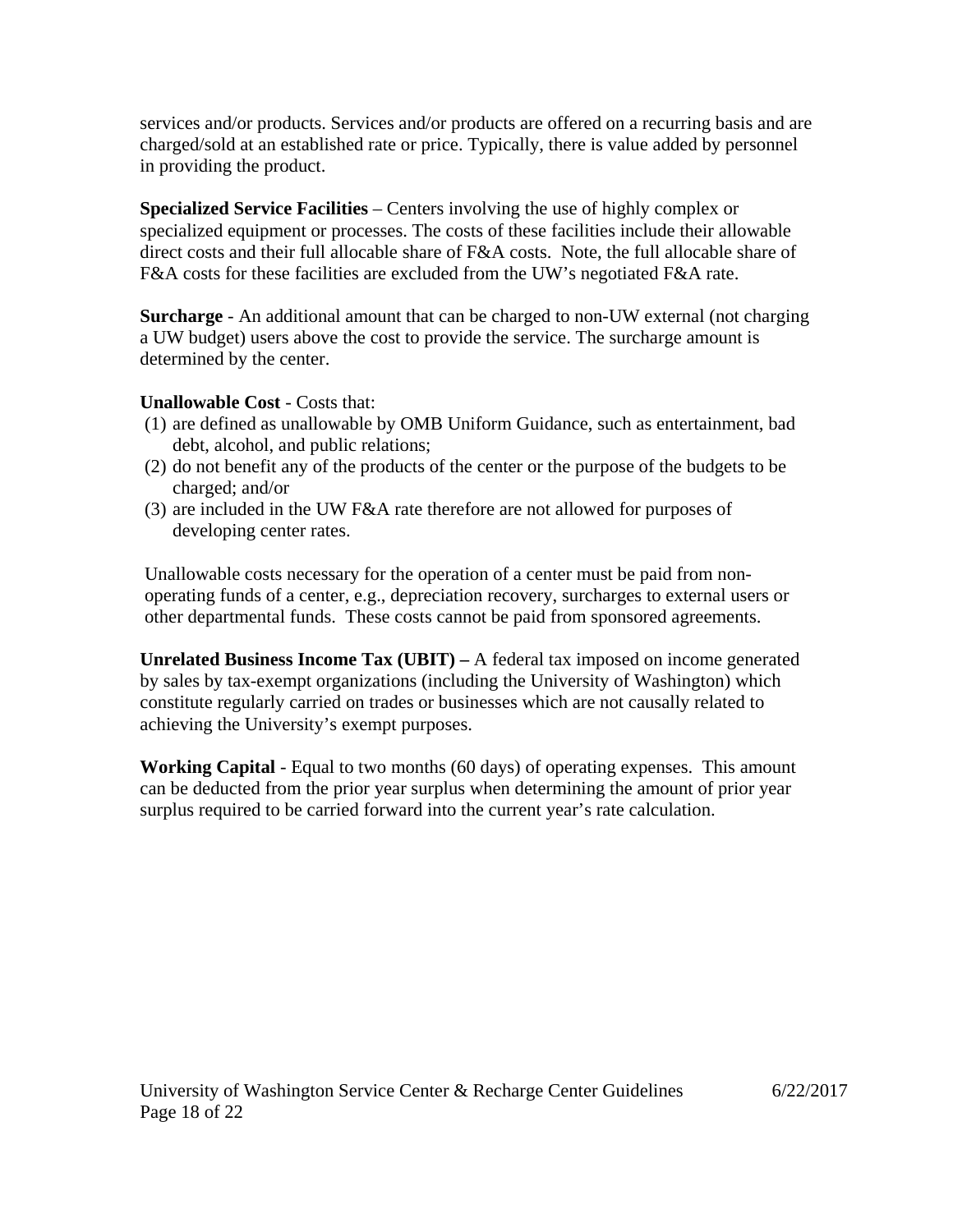services and/or products. Services and/or products are offered on a recurring basis and are charged/sold at an established rate or price. Typically, there is value added by personnel in providing the product.

**Specialized Service Facilities** – Centers involving the use of highly complex or specialized equipment or processes. The costs of these facilities include their allowable direct costs and their full allocable share of F&A costs. Note, the full allocable share of F&A costs for these facilities are excluded from the UW's negotiated F&A rate.

**Surcharge** - An additional amount that can be charged to non-UW external (not charging a UW budget) users above the cost to provide the service. The surcharge amount is determined by the center.

**Unallowable Cost** - Costs that:

(1) are defined as unallowable by OMB Uniform Guidance, such as entertainment, bad debt, alcohol, and public relations;
(2) do not benefit any of the products of the center or the purpose of the budgets to be charged; and/or
(3) are included in the UW F&A rate therefore are not allowed for purposes of developing center rates.

Unallowable costs necessary for the operation of a center must be paid from non-operating funds of a center, e.g., depreciation recovery, surcharges to external users or other departmental funds. These costs cannot be paid from sponsored agreements.

**Unrelated Business Income Tax (UBIT) –** A federal tax imposed on income generated by sales by tax-exempt organizations (including the University of Washington) which constitute regularly carried on trades or businesses which are not causally related to achieving the University's exempt purposes.

**Working Capital** - Equal to two months (60 days) of operating expenses. This amount can be deducted from the prior year surplus when determining the amount of prior year surplus required to be carried forward into the current year's rate calculation.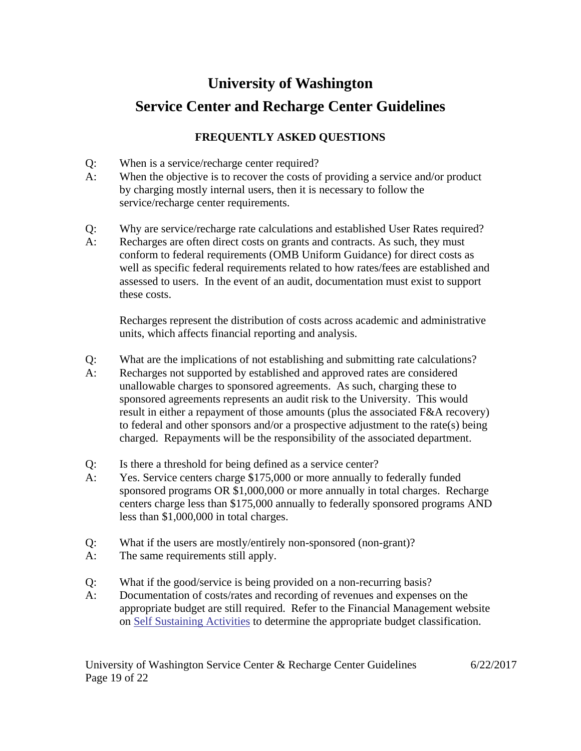# University of Washington

# Service Center and Recharge Center Guidelines

## FREQUENTLY ASKED QUESTIONS

Q: When is a service/recharge center required?

A: When the objective is to recover the costs of providing a service and/or product by charging mostly internal users, then it is necessary to follow the service/recharge center requirements.

Q: Why are service/recharge rate calculations and established User Rates required?

A: Recharges are often direct costs on grants and contracts. As such, they must conform to federal requirements (OMB Uniform Guidance) for direct costs as well as specific federal requirements related to how rates/fees are established and assessed to users. In the event of an audit, documentation must exist to support these costs.

Recharges represent the distribution of costs across academic and administrative units, which affects financial reporting and analysis.

Q: What are the implications of not establishing and submitting rate calculations?

A: Recharges not supported by established and approved rates are considered unallowable charges to sponsored agreements. As such, charging these to sponsored agreements represents an audit risk to the University. This would result in either a repayment of those amounts (plus the associated F&A recovery) to federal and other sponsors and/or a prospective adjustment to the rate(s) being charged. Repayments will be the responsibility of the associated department.

Q: Is there a threshold for being defined as a service center?

A: Yes. Service centers charge $175,000 or more annually to federally funded sponsored programs OR $1,000,000 or more annually in total charges. Recharge centers charge less than $175,000 annually to federally sponsored programs AND less than $1,000,000 in total charges.

Q: What if the users are mostly/entirely non-sponsored (non-grant)?

A: The same requirements still apply.

Q: What if the good/service is being provided on a non-recurring basis?

A: Documentation of costs/rates and recording of revenues and expenses on the appropriate budget are still required. Refer to the Financial Management website on Self Sustaining Activities to determine the appropriate budget classification.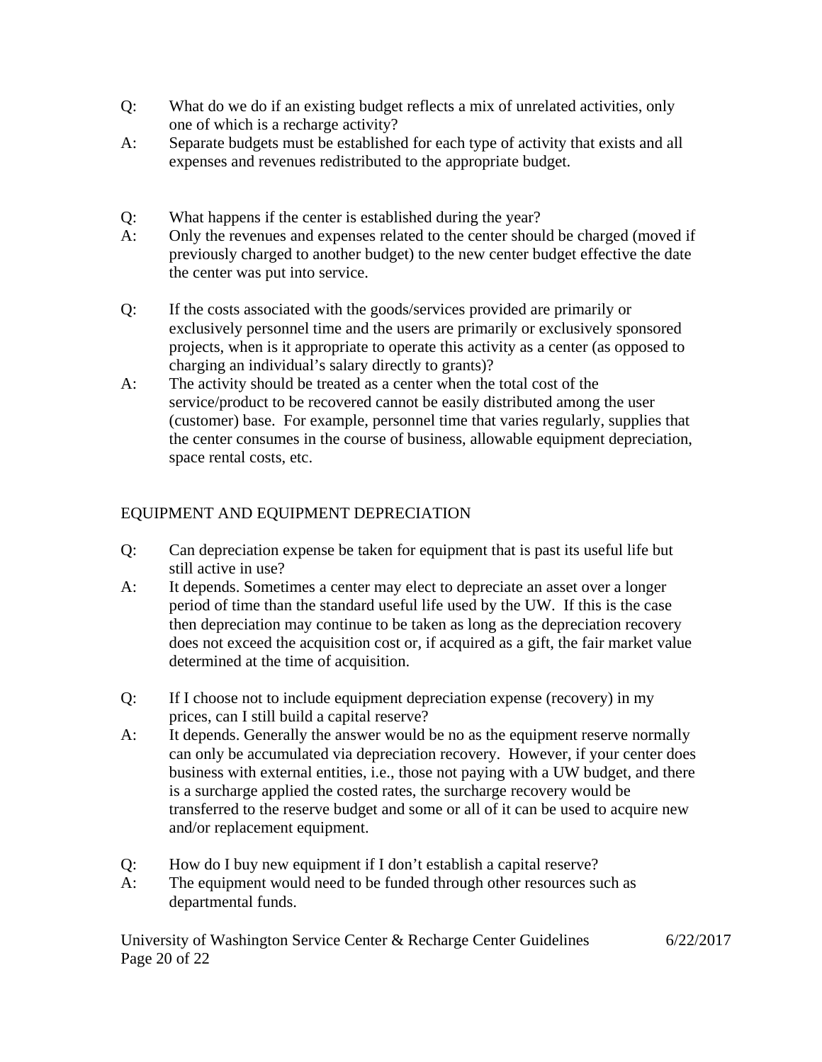Q: What do we do if an existing budget reflects a mix of unrelated activities, only one of which is a recharge activity?

A: Separate budgets must be established for each type of activity that exists and all expenses and revenues redistributed to the appropriate budget.

Q: What happens if the center is established during the year?

A: Only the revenues and expenses related to the center should be charged (moved if previously charged to another budget) to the new center budget effective the date the center was put into service.

Q: If the costs associated with the goods/services provided are primarily or exclusively personnel time and the users are primarily or exclusively sponsored projects, when is it appropriate to operate this activity as a center (as opposed to charging an individual's salary directly to grants)?

A: The activity should be treated as a center when the total cost of the service/product to be recovered cannot be easily distributed among the user (customer) base. For example, personnel time that varies regularly, supplies that the center consumes in the course of business, allowable equipment depreciation, space rental costs, etc.

## EQUIPMENT AND EQUIPMENT DEPRECIATION

Q: Can depreciation expense be taken for equipment that is past its useful life but still active in use?

A: It depends. Sometimes a center may elect to depreciate an asset over a longer period of time than the standard useful life used by the UW. If this is the case then depreciation may continue to be taken as long as the depreciation recovery does not exceed the acquisition cost or, if acquired as a gift, the fair market value determined at the time of acquisition.

Q: If I choose not to include equipment depreciation expense (recovery) in my prices, can I still build a capital reserve?

A: It depends. Generally the answer would be no as the equipment reserve normally can only be accumulated via depreciation recovery. However, if your center does business with external entities, i.e., those not paying with a UW budget, and there is a surcharge applied the costed rates, the surcharge recovery would be transferred to the reserve budget and some or all of it can be used to acquire new and/or replacement equipment.

Q: How do I buy new equipment if I don't establish a capital reserve?

A: The equipment would need to be funded through other resources such as departmental funds.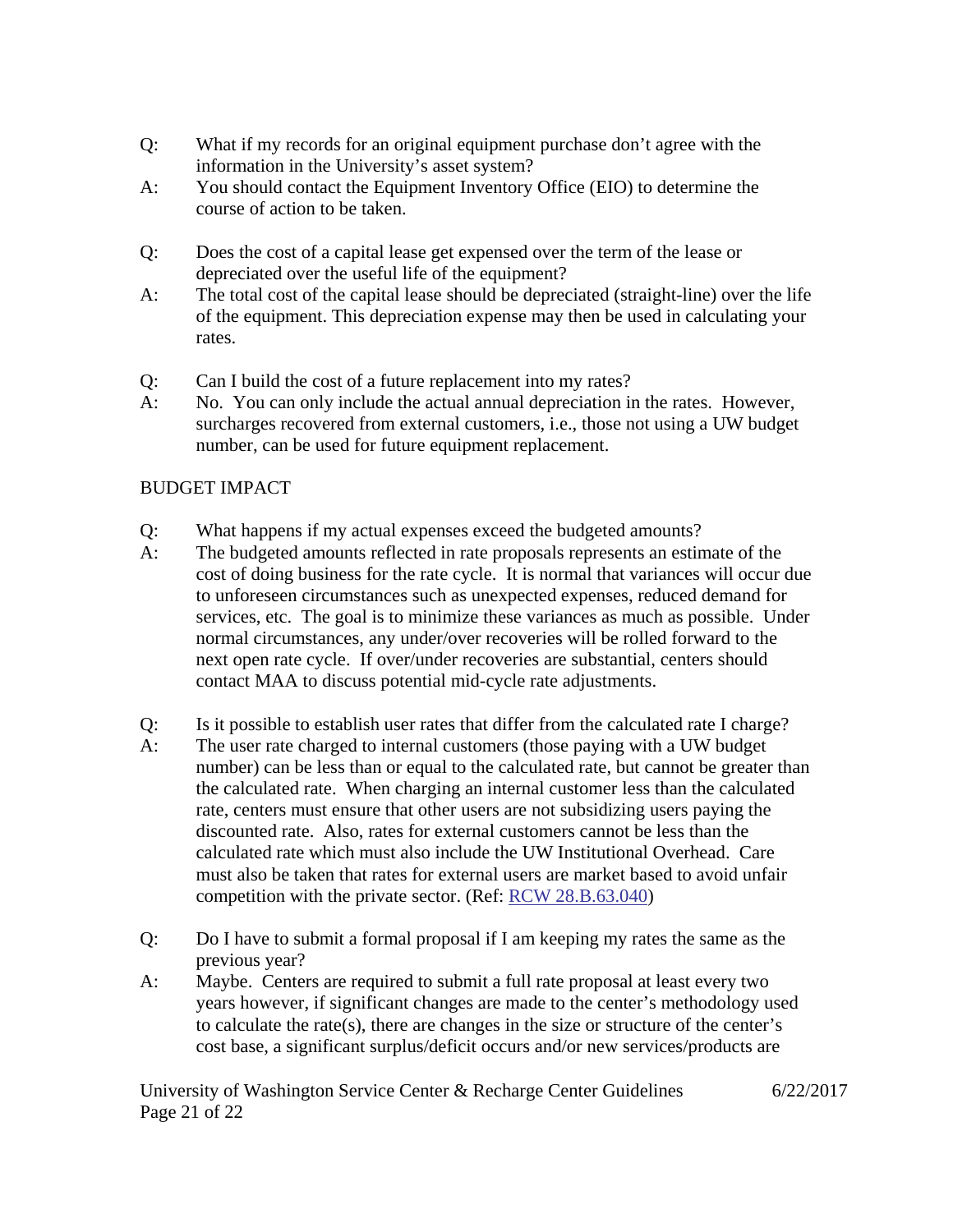Q: What if my records for an original equipment purchase don't agree with the information in the University's asset system?

A: You should contact the Equipment Inventory Office (EIO) to determine the course of action to be taken.

Q: Does the cost of a capital lease get expensed over the term of the lease or depreciated over the useful life of the equipment?

A: The total cost of the capital lease should be depreciated (straight-line) over the life of the equipment. This depreciation expense may then be used in calculating your rates.

Q: Can I build the cost of a future replacement into my rates?

A: No. You can only include the actual annual depreciation in the rates. However, surcharges recovered from external customers, i.e., those not using a UW budget number, can be used for future equipment replacement.

BUDGET IMPACT

Q: What happens if my actual expenses exceed the budgeted amounts?

A: The budgeted amounts reflected in rate proposals represents an estimate of the cost of doing business for the rate cycle. It is normal that variances will occur due to unforeseen circumstances such as unexpected expenses, reduced demand for services, etc. The goal is to minimize these variances as much as possible. Under normal circumstances, any under/over recoveries will be rolled forward to the next open rate cycle. If over/under recoveries are substantial, centers should contact MAA to discuss potential mid-cycle rate adjustments.

Q: Is it possible to establish user rates that differ from the calculated rate I charge?

A: The user rate charged to internal customers (those paying with a UW budget number) can be less than or equal to the calculated rate, but cannot be greater than the calculated rate. When charging an internal customer less than the calculated rate, centers must ensure that other users are not subsidizing users paying the discounted rate. Also, rates for external customers cannot be less than the calculated rate which must also include the UW Institutional Overhead. Care must also be taken that rates for external users are market based to avoid unfair competition with the private sector. (Ref: RCW 28.B.63.040)

Q: Do I have to submit a formal proposal if I am keeping my rates the same as the previous year?

A: Maybe. Centers are required to submit a full rate proposal at least every two years however, if significant changes are made to the center's methodology used to calculate the rate(s), there are changes in the size or structure of the center's cost base, a significant surplus/deficit occurs and/or new services/products are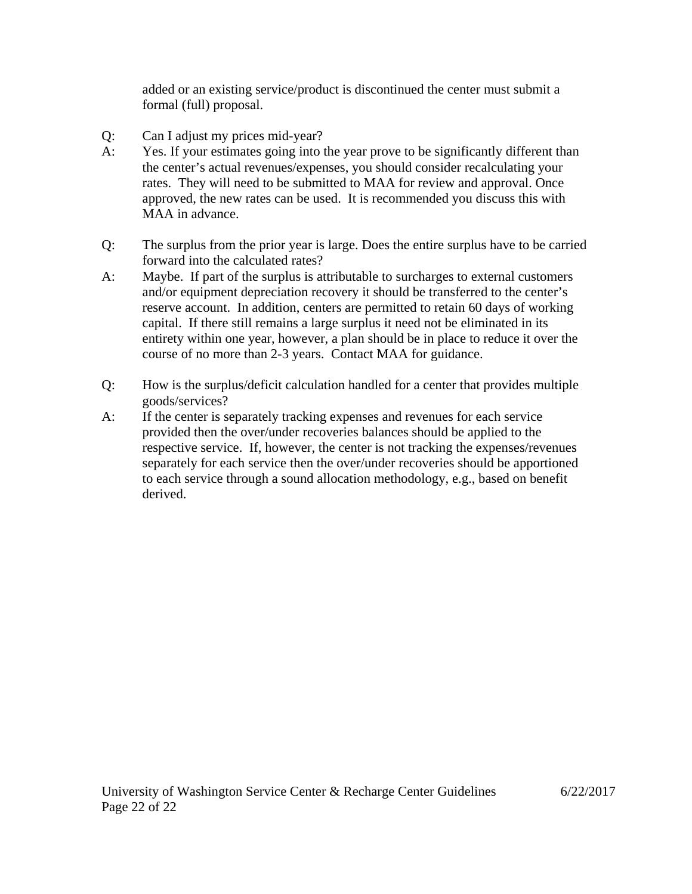added or an existing service/product is discontinued the center must submit a formal (full) proposal.

Q: Can I adjust my prices mid-year?

A: Yes. If your estimates going into the year prove to be significantly different than the center's actual revenues/expenses, you should consider recalculating your rates. They will need to be submitted to MAA for review and approval. Once approved, the new rates can be used. It is recommended you discuss this with MAA in advance.

Q: The surplus from the prior year is large. Does the entire surplus have to be carried forward into the calculated rates?

A: Maybe. If part of the surplus is attributable to surcharges to external customers and/or equipment depreciation recovery it should be transferred to the center's reserve account. In addition, centers are permitted to retain 60 days of working capital. If there still remains a large surplus it need not be eliminated in its entirety within one year, however, a plan should be in place to reduce it over the course of no more than 2-3 years. Contact MAA for guidance.

Q: How is the surplus/deficit calculation handled for a center that provides multiple goods/services?

A: If the center is separately tracking expenses and revenues for each service provided then the over/under recoveries balances should be applied to the respective service. If, however, the center is not tracking the expenses/revenues separately for each service then the over/under recoveries should be apportioned to each service through a sound allocation methodology, e.g., based on benefit derived.